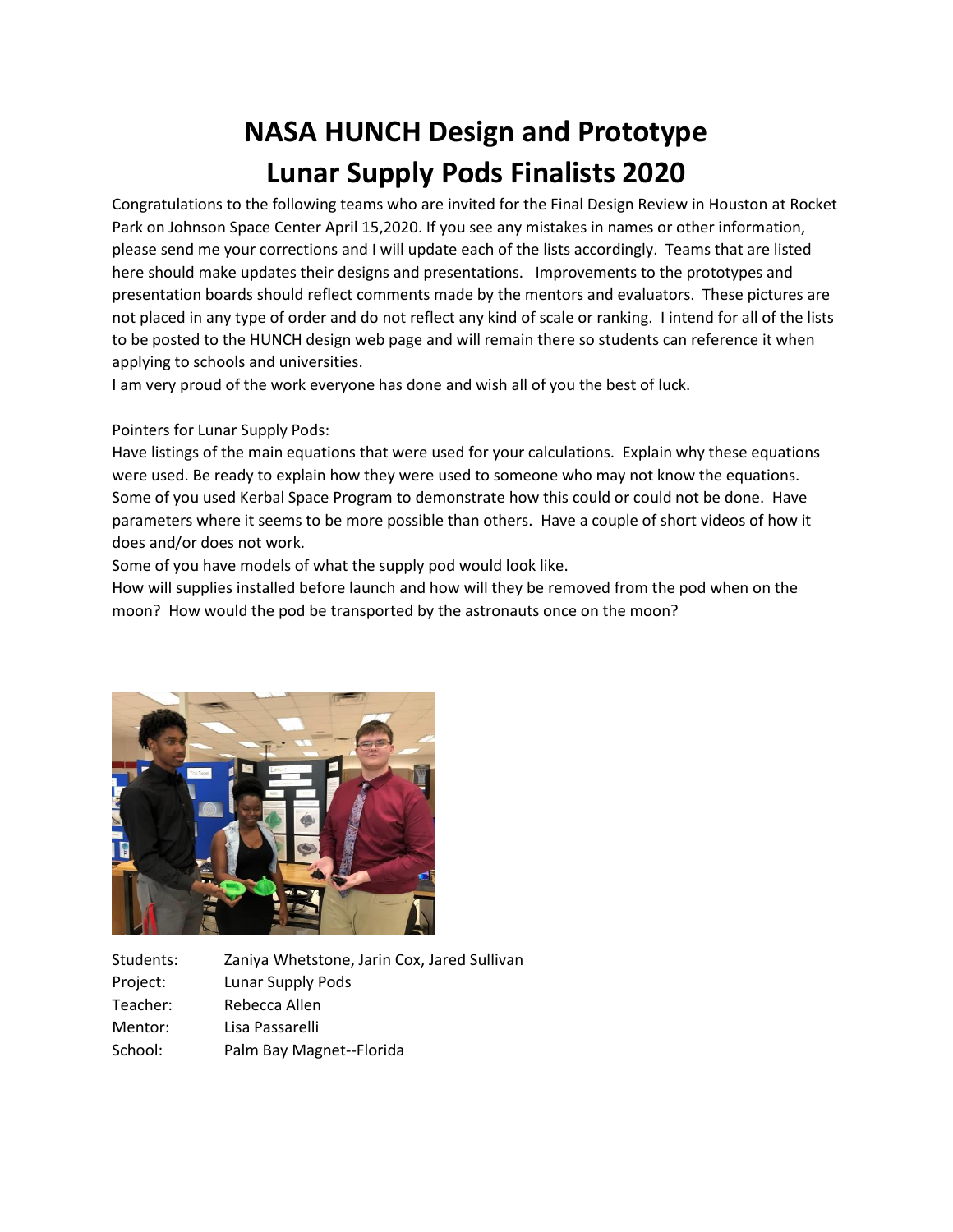# NASA HUNCH Design and Prototype
# Lunar Supply Pods Finalists 2020

Congratulations to the following teams who are invited for the Final Design Review in Houston at Rocket Park on Johnson Space Center April 15,2020. If you see any mistakes in names or other information, please send me your corrections and I will update each of the lists accordingly. Teams that are listed here should make updates their designs and presentations. Improvements to the prototypes and presentation boards should reflect comments made by the mentors and evaluators. These pictures are not placed in any type of order and do not reflect any kind of scale or ranking. I intend for all of the lists to be posted to the HUNCH design web page and will remain there so students can reference it when applying to schools and universities.

I am very proud of the work everyone has done and wish all of you the best of luck.

Pointers for Lunar Supply Pods:

Have listings of the main equations that were used for your calculations. Explain why these equations were used. Be ready to explain how they were used to someone who may not know the equations. Some of you used Kerbal Space Program to demonstrate how this could or could not be done. Have parameters where it seems to be more possible than others. Have a couple of short videos of how it does and/or does not work.

Some of you have models of what the supply pod would look like.

How will supplies installed before launch and how will they be removed from the pod when on the moon? How would the pod be transported by the astronauts once on the moon?

| | |
|---|---|
| Students: | Zaniya Whetstone, Jarin Cox, Jared Sullivan |
| Project: | Lunar Supply Pods |
| Teacher: | Rebecca Allen |
| Mentor: | Lisa Passarelli |
| School: | Palm Bay Magnet--Florida |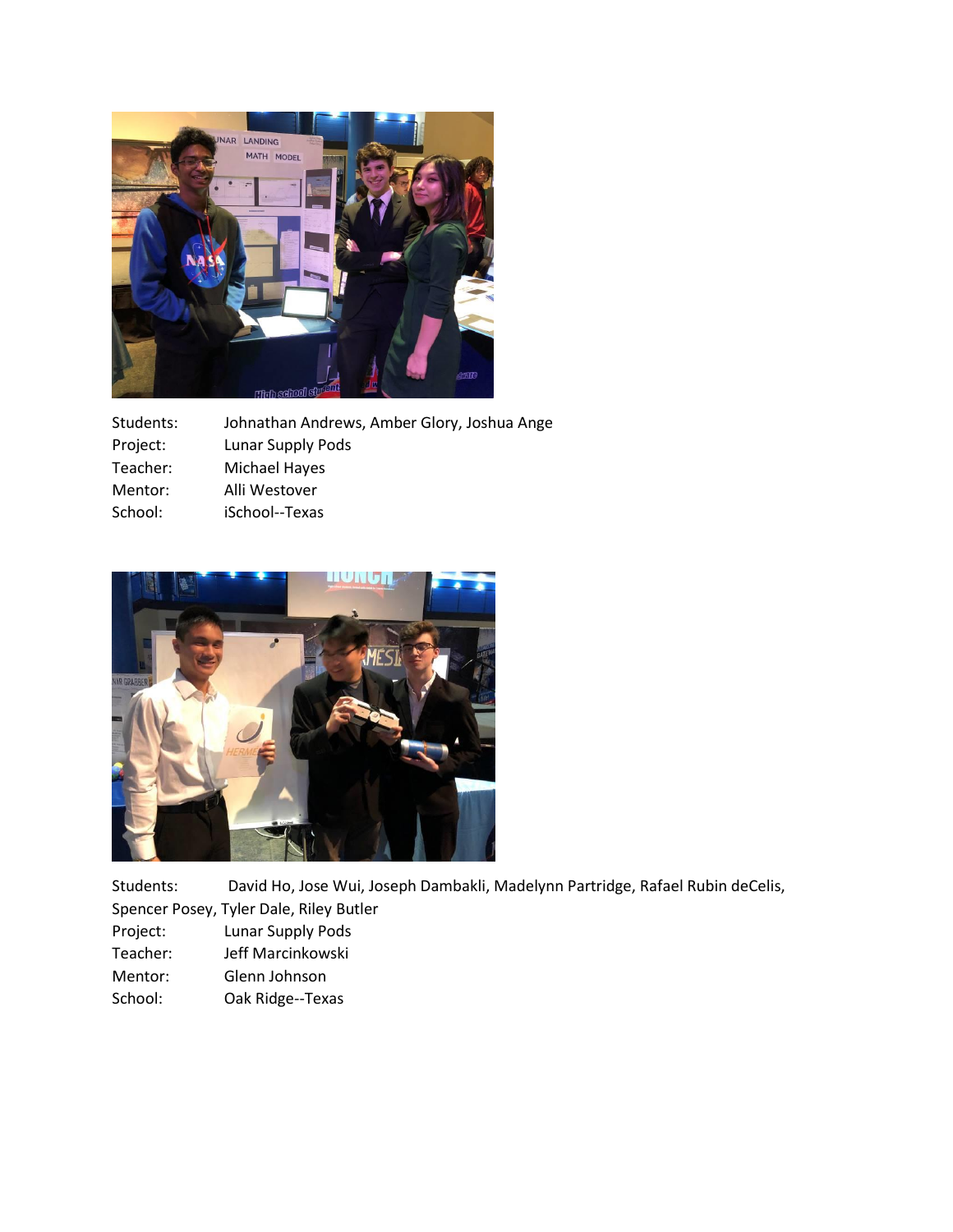Students: Johnathan Andrews, Amber Glory, Joshua Ange
Project: Lunar Supply Pods
Teacher: Michael Hayes
Mentor: Alli Westover
School: iSchool--Texas

Students: David Ho, Jose Wui, Joseph Dambakli, Madelynn Partridge, Rafael Rubin deCelis, Spencer Posey, Tyler Dale, Riley Butler
Project: Lunar Supply Pods
Teacher: Jeff Marcinkowski
Mentor: Glenn Johnson
School: Oak Ridge--Texas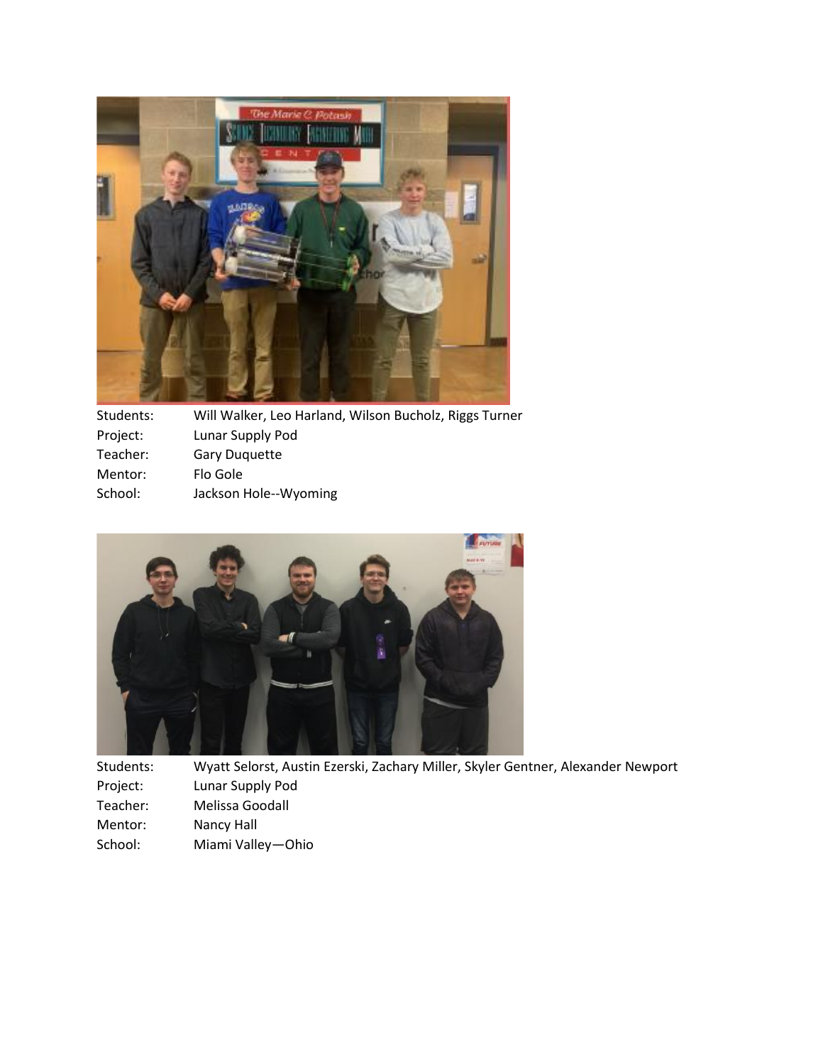Students: Will Walker, Leo Harland, Wilson Bucholz, Riggs Turner
Project: Lunar Supply Pod
Teacher: Gary Duquette
Mentor: Flo Gole
School: Jackson Hole--Wyoming

Students: Wyatt Selorst, Austin Ezerski, Zachary Miller, Skyler Gentner, Alexander Newport
Project: Lunar Supply Pod
Teacher: Melissa Goodall
Mentor: Nancy Hall
School: Miami Valley—Ohio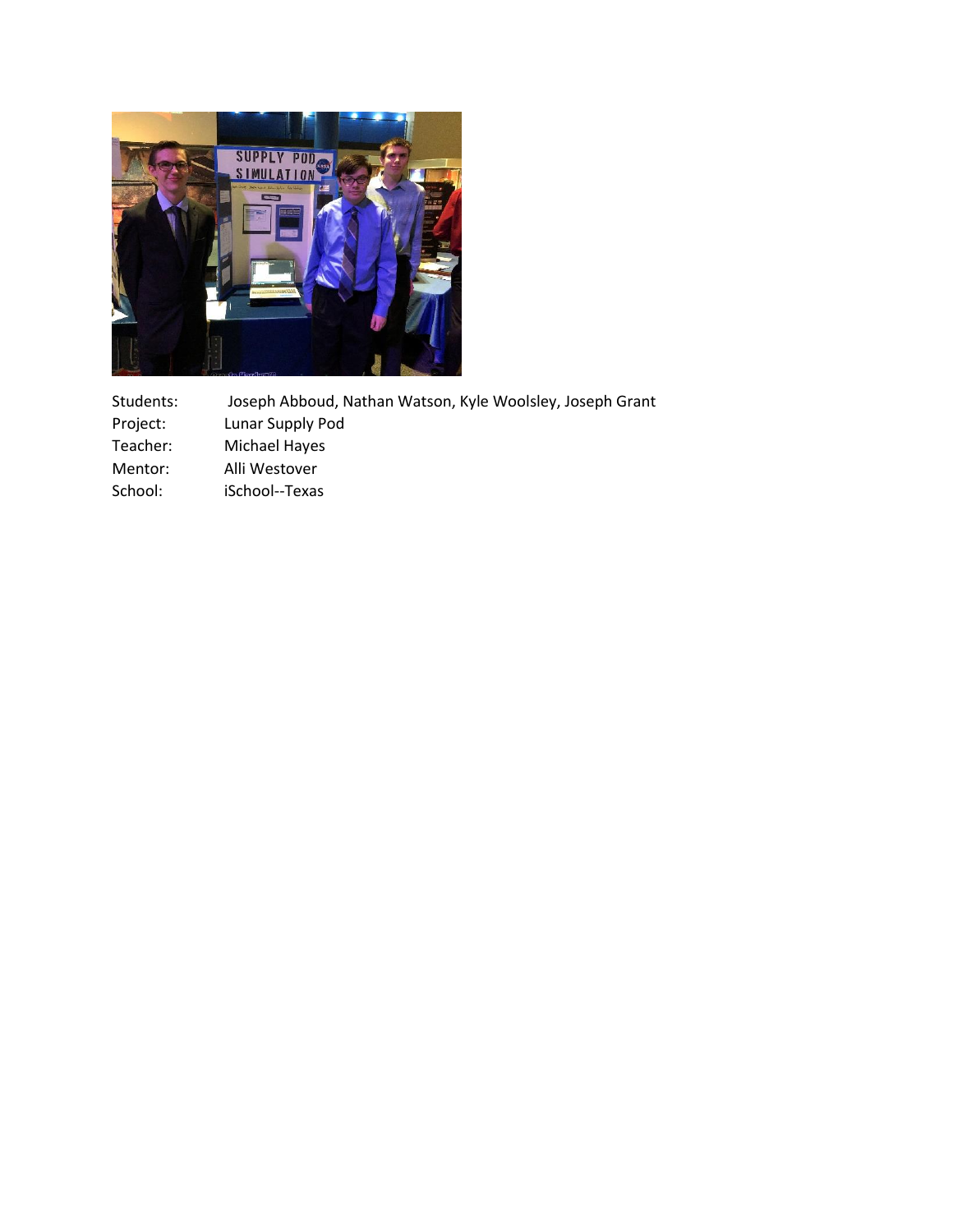Students: Joseph Abboud, Nathan Watson, Kyle Woolsley, Joseph Grant

Project: Lunar Supply Pod

Teacher: Michael Hayes

Mentor: Alli Westover

School: iSchool--Texas